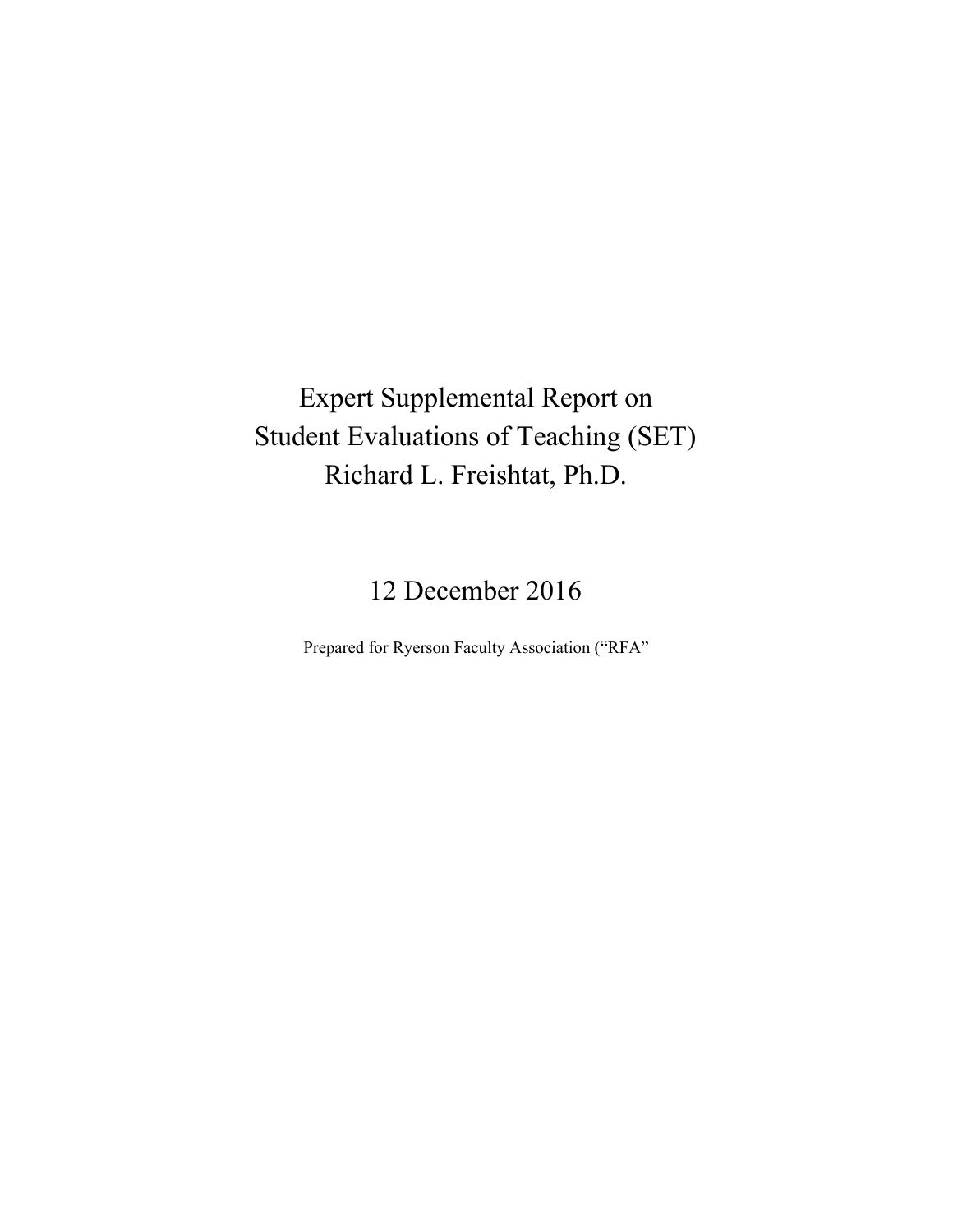# Expert Supplemental Report on Student Evaluations of Teaching (SET) Richard L. Freishtat, Ph.D.

12 December 2016

Prepared for Ryerson Faculty Association ("RFA"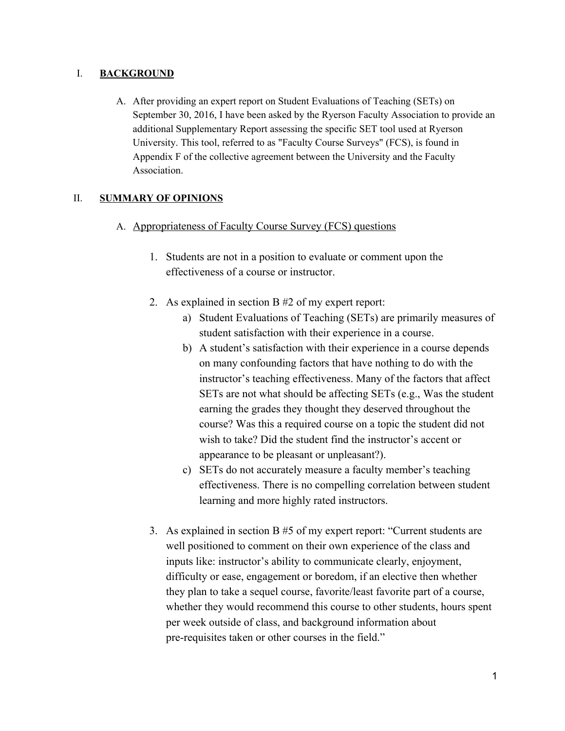## I. BACKGROUND

A. After providing an expert report on Student Evaluations of Teaching (SETs) on September 30, 2016, I have been asked by the Ryerson Faculty Association to provide an additional Supplementary Report assessing the specific SET tool used at Ryerson University. This tool, referred to as "Faculty Course Surveys" (FCS), is found in Appendix F of the collective agreement between the University and the Faculty Association.

## II. SUMMARY OF OPINIONS

### A. Appropriateness of Faculty Course Survey (FCS) questions

1. Students are not in a position to evaluate or comment upon the effectiveness of a course or instructor.

2. As explained in section B #2 of my expert report:
   a) Student Evaluations of Teaching (SETs) are primarily measures of student satisfaction with their experience in a course.
   b) A student's satisfaction with their experience in a course depends on many confounding factors that have nothing to do with the instructor's teaching effectiveness. Many of the factors that affect SETs are not what should be affecting SETs (e.g., Was the student earning the grades they thought they deserved throughout the course? Was this a required course on a topic the student did not wish to take? Did the student find the instructor's accent or appearance to be pleasant or unpleasant?).
   c) SETs do not accurately measure a faculty member's teaching effectiveness. There is no compelling correlation between student learning and more highly rated instructors.

3. As explained in section B #5 of my expert report: "Current students are well positioned to comment on their own experience of the class and inputs like: instructor's ability to communicate clearly, enjoyment, difficulty or ease, engagement or boredom, if an elective then whether they plan to take a sequel course, favorite/least favorite part of a course, whether they would recommend this course to other students, hours spent per week outside of class, and background information about pre-requisites taken or other courses in the field."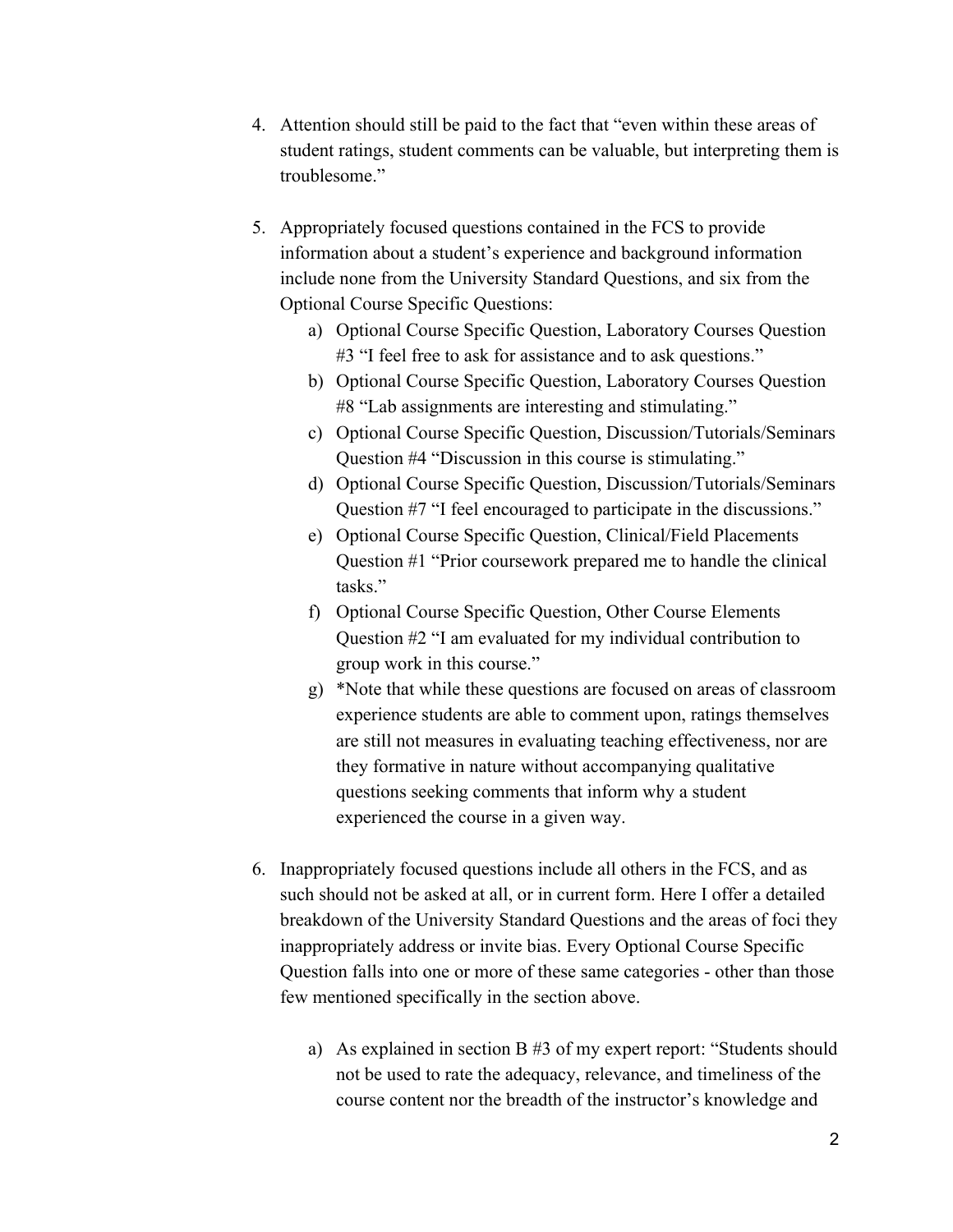4. Attention should still be paid to the fact that "even within these areas of student ratings, student comments can be valuable, but interpreting them is troublesome."

5. Appropriately focused questions contained in the FCS to provide information about a student's experience and background information include none from the University Standard Questions, and six from the Optional Course Specific Questions:
   a) Optional Course Specific Question, Laboratory Courses Question #3 "I feel free to ask for assistance and to ask questions."
   b) Optional Course Specific Question, Laboratory Courses Question #8 "Lab assignments are interesting and stimulating."
   c) Optional Course Specific Question, Discussion/Tutorials/Seminars Question #4 "Discussion in this course is stimulating."
   d) Optional Course Specific Question, Discussion/Tutorials/Seminars Question #7 "I feel encouraged to participate in the discussions."
   e) Optional Course Specific Question, Clinical/Field Placements Question #1 "Prior coursework prepared me to handle the clinical tasks."
   f) Optional Course Specific Question, Other Course Elements Question #2 "I am evaluated for my individual contribution to group work in this course."
   g) *Note that while these questions are focused on areas of classroom experience students are able to comment upon, ratings themselves are still not measures in evaluating teaching effectiveness, nor are they formative in nature without accompanying qualitative questions seeking comments that inform why a student experienced the course in a given way.

6. Inappropriately focused questions include all others in the FCS, and as such should not be asked at all, or in current form. Here I offer a detailed breakdown of the University Standard Questions and the areas of foci they inappropriately address or invite bias. Every Optional Course Specific Question falls into one or more of these same categories - other than those few mentioned specifically in the section above.

   a) As explained in section B #3 of my expert report: "Students should not be used to rate the adequacy, relevance, and timeliness of the course content nor the breadth of the instructor's knowledge and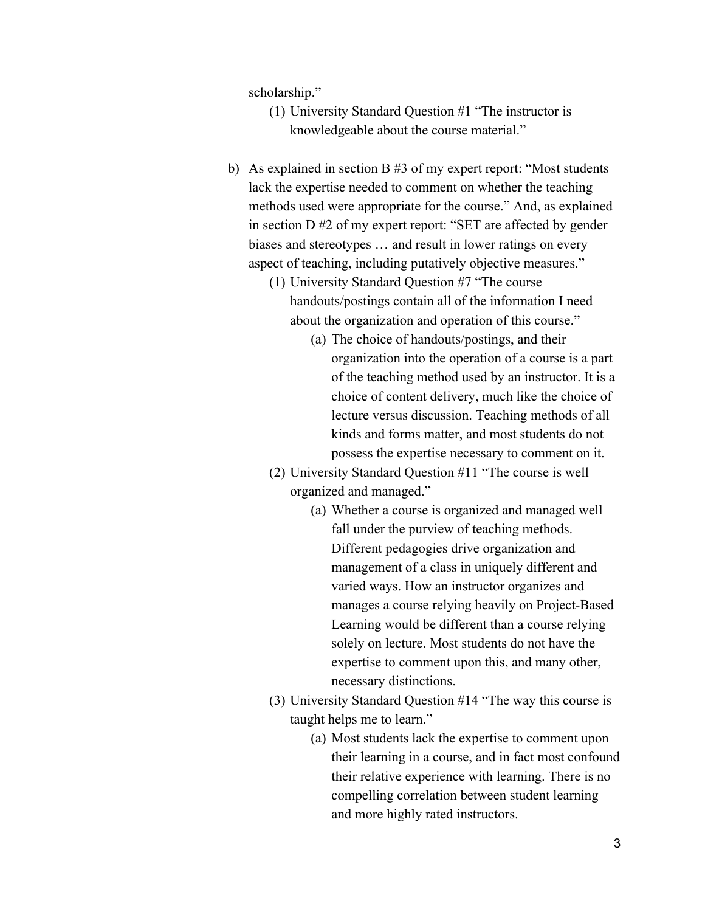scholarship."

   (1) University Standard Question #1 "The instructor is knowledgeable about the course material."

b) As explained in section B #3 of my expert report: "Most students lack the expertise needed to comment on whether the teaching methods used were appropriate for the course." And, as explained in section D #2 of my expert report: "SET are affected by gender biases and stereotypes … and result in lower ratings on every aspect of teaching, including putatively objective measures."

   (1) University Standard Question #7 "The course handouts/postings contain all of the information I need about the organization and operation of this course."

      (a) The choice of handouts/postings, and their organization into the operation of a course is a part of the teaching method used by an instructor. It is a choice of content delivery, much like the choice of lecture versus discussion. Teaching methods of all kinds and forms matter, and most students do not possess the expertise necessary to comment on it.

   (2) University Standard Question #11 "The course is well organized and managed."

      (a) Whether a course is organized and managed well fall under the purview of teaching methods. Different pedagogies drive organization and management of a class in uniquely different and varied ways. How an instructor organizes and manages a course relying heavily on Project-Based Learning would be different than a course relying solely on lecture. Most students do not have the expertise to comment upon this, and many other, necessary distinctions.

   (3) University Standard Question #14 "The way this course is taught helps me to learn."

      (a) Most students lack the expertise to comment upon their learning in a course, and in fact most confound their relative experience with learning. There is no compelling correlation between student learning and more highly rated instructors.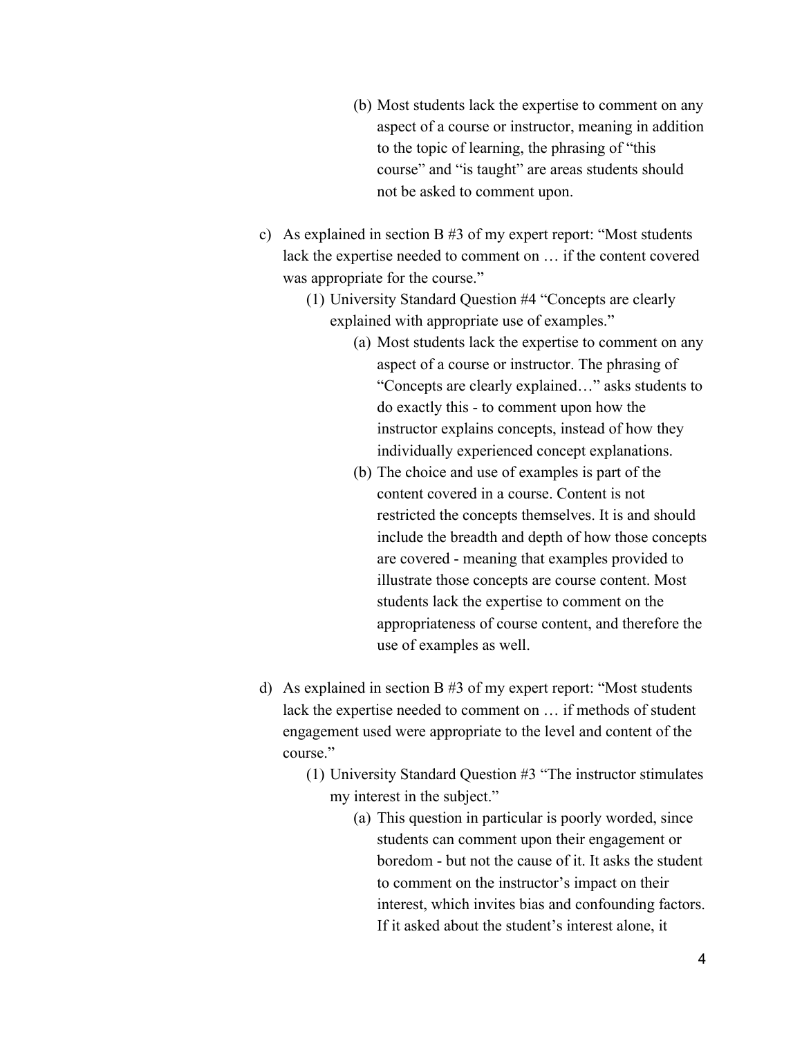(b) Most students lack the expertise to comment on any aspect of a course or instructor, meaning in addition to the topic of learning, the phrasing of "this course" and "is taught" are areas students should not be asked to comment upon.

c) As explained in section B #3 of my expert report: "Most students lack the expertise needed to comment on … if the content covered was appropriate for the course."

   (1) University Standard Question #4 "Concepts are clearly explained with appropriate use of examples."

      (a) Most students lack the expertise to comment on any aspect of a course or instructor. The phrasing of "Concepts are clearly explained…" asks students to do exactly this - to comment upon how the instructor explains concepts, instead of how they individually experienced concept explanations.

      (b) The choice and use of examples is part of the content covered in a course. Content is not restricted the concepts themselves. It is and should include the breadth and depth of how those concepts are covered - meaning that examples provided to illustrate those concepts are course content. Most students lack the expertise to comment on the appropriateness of course content, and therefore the use of examples as well.

d) As explained in section B #3 of my expert report: "Most students lack the expertise needed to comment on … if methods of student engagement used were appropriate to the level and content of the course."

   (1) University Standard Question #3 "The instructor stimulates my interest in the subject."

      (a) This question in particular is poorly worded, since students can comment upon their engagement or boredom - but not the cause of it. It asks the student to comment on the instructor's impact on their interest, which invites bias and confounding factors. If it asked about the student's interest alone, it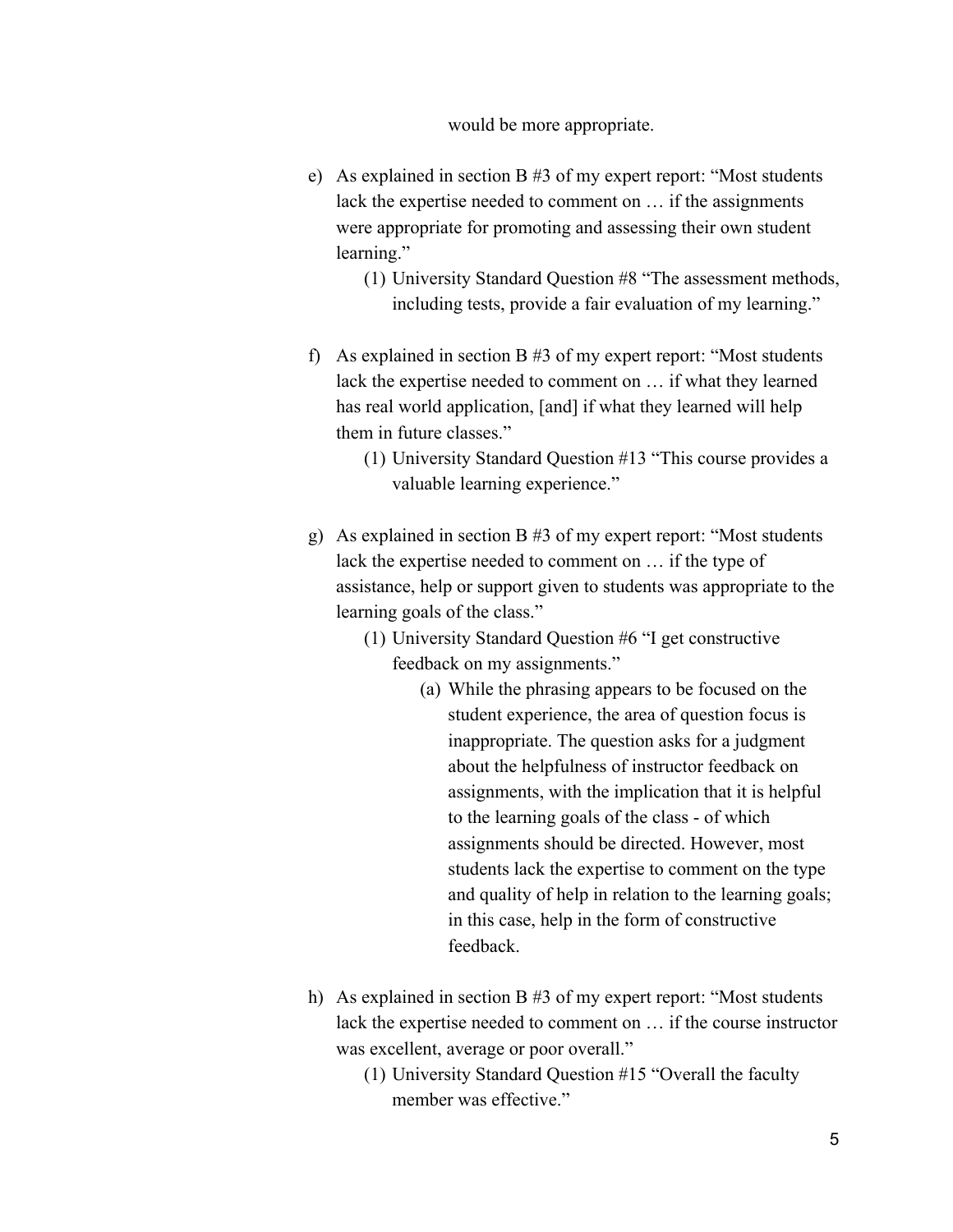would be more appropriate.

e) As explained in section B #3 of my expert report: "Most students lack the expertise needed to comment on … if the assignments were appropriate for promoting and assessing their own student learning."

    (1) University Standard Question #8 "The assessment methods, including tests, provide a fair evaluation of my learning."

f) As explained in section B #3 of my expert report: "Most students lack the expertise needed to comment on … if what they learned has real world application, [and] if what they learned will help them in future classes."

    (1) University Standard Question #13 "This course provides a valuable learning experience."

g) As explained in section B #3 of my expert report: "Most students lack the expertise needed to comment on … if the type of assistance, help or support given to students was appropriate to the learning goals of the class."

    (1) University Standard Question #6 "I get constructive feedback on my assignments."

        (a) While the phrasing appears to be focused on the student experience, the area of question focus is inappropriate. The question asks for a judgment about the helpfulness of instructor feedback on assignments, with the implication that it is helpful to the learning goals of the class - of which assignments should be directed. However, most students lack the expertise to comment on the type and quality of help in relation to the learning goals; in this case, help in the form of constructive feedback.

h) As explained in section B #3 of my expert report: "Most students lack the expertise needed to comment on … if the course instructor was excellent, average or poor overall."

    (1) University Standard Question #15 "Overall the faculty member was effective."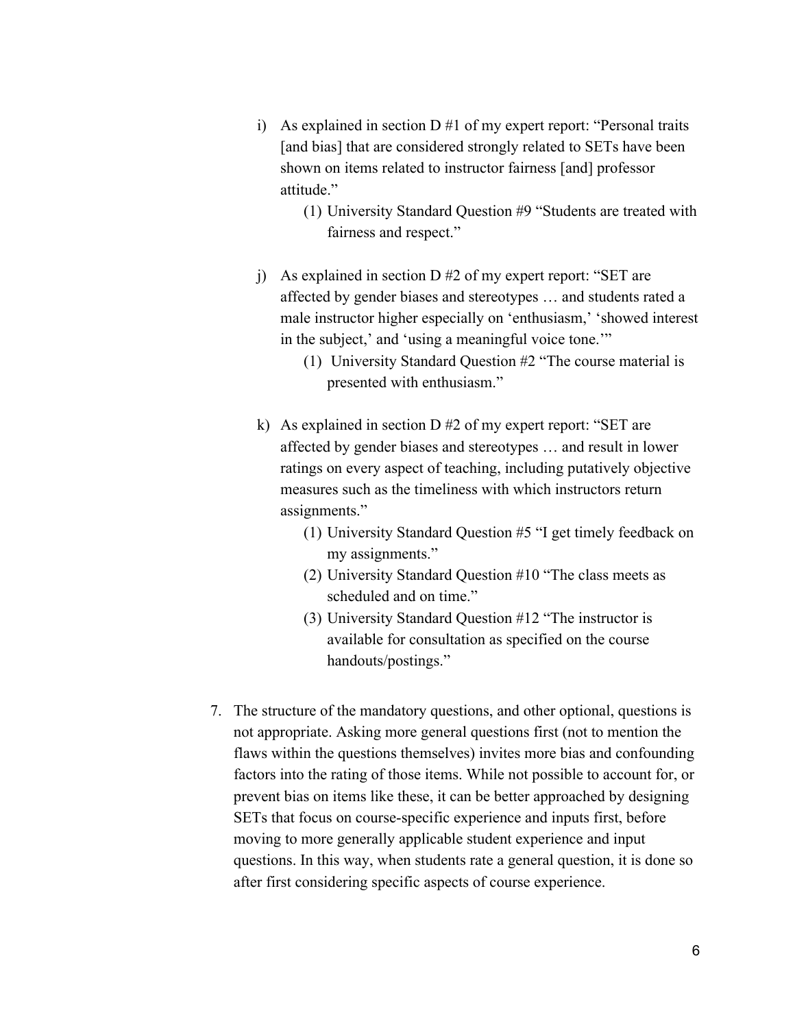i) As explained in section D #1 of my expert report: "Personal traits [and bias] that are considered strongly related to SETs have been shown on items related to instructor fairness [and] professor attitude."
    (1) University Standard Question #9 "Students are treated with fairness and respect."

j) As explained in section D #2 of my expert report: "SET are affected by gender biases and stereotypes … and students rated a male instructor higher especially on 'enthusiasm,' 'showed interest in the subject,' and 'using a meaningful voice tone.'"
    (1) University Standard Question #2 "The course material is presented with enthusiasm."

k) As explained in section D #2 of my expert report: "SET are affected by gender biases and stereotypes … and result in lower ratings on every aspect of teaching, including putatively objective measures such as the timeliness with which instructors return assignments."
    (1) University Standard Question #5 "I get timely feedback on my assignments."
    (2) University Standard Question #10 "The class meets as scheduled and on time."
    (3) University Standard Question #12 "The instructor is available for consultation as specified on the course handouts/postings."

7. The structure of the mandatory questions, and other optional, questions is not appropriate. Asking more general questions first (not to mention the flaws within the questions themselves) invites more bias and confounding factors into the rating of those items. While not possible to account for, or prevent bias on items like these, it can be better approached by designing SETs that focus on course-specific experience and inputs first, before moving to more generally applicable student experience and input questions. In this way, when students rate a general question, it is done so after first considering specific aspects of course experience.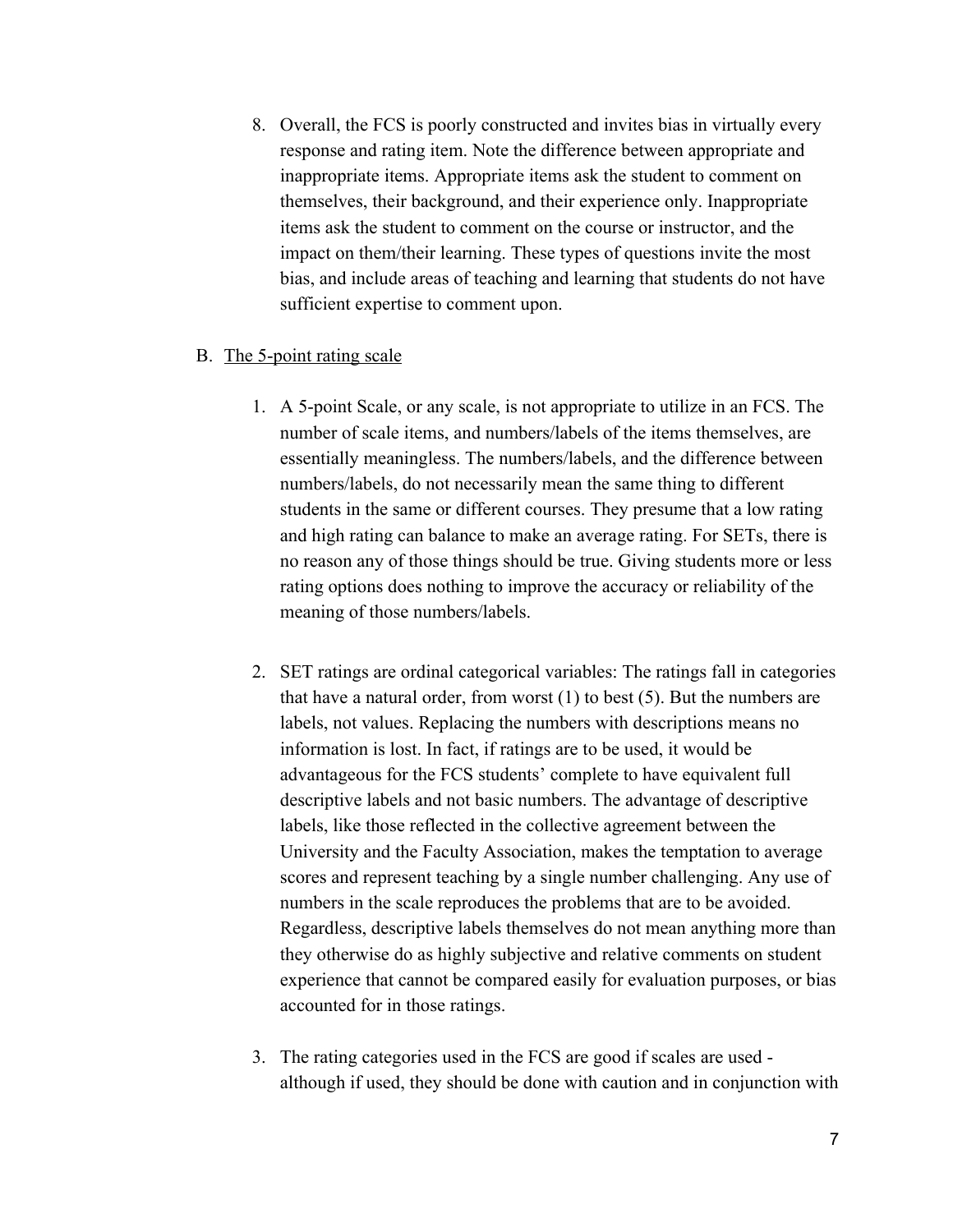8. Overall, the FCS is poorly constructed and invites bias in virtually every response and rating item. Note the difference between appropriate and inappropriate items. Appropriate items ask the student to comment on themselves, their background, and their experience only. Inappropriate items ask the student to comment on the course or instructor, and the impact on them/their learning. These types of questions invite the most bias, and include areas of teaching and learning that students do not have sufficient expertise to comment upon.

B. <u>The 5-point rating scale</u>

1. A 5-point Scale, or any scale, is not appropriate to utilize in an FCS. The number of scale items, and numbers/labels of the items themselves, are essentially meaningless. The numbers/labels, and the difference between numbers/labels, do not necessarily mean the same thing to different students in the same or different courses. They presume that a low rating and high rating can balance to make an average rating. For SETs, there is no reason any of those things should be true. Giving students more or less rating options does nothing to improve the accuracy or reliability of the meaning of those numbers/labels.

2. SET ratings are ordinal categorical variables: The ratings fall in categories that have a natural order, from worst (1) to best (5). But the numbers are labels, not values. Replacing the numbers with descriptions means no information is lost. In fact, if ratings are to be used, it would be advantageous for the FCS students' complete to have equivalent full descriptive labels and not basic numbers. The advantage of descriptive labels, like those reflected in the collective agreement between the University and the Faculty Association, makes the temptation to average scores and represent teaching by a single number challenging. Any use of numbers in the scale reproduces the problems that are to be avoided. Regardless, descriptive labels themselves do not mean anything more than they otherwise do as highly subjective and relative comments on student experience that cannot be compared easily for evaluation purposes, or bias accounted for in those ratings.

3. The rating categories used in the FCS are good if scales are used - although if used, they should be done with caution and in conjunction with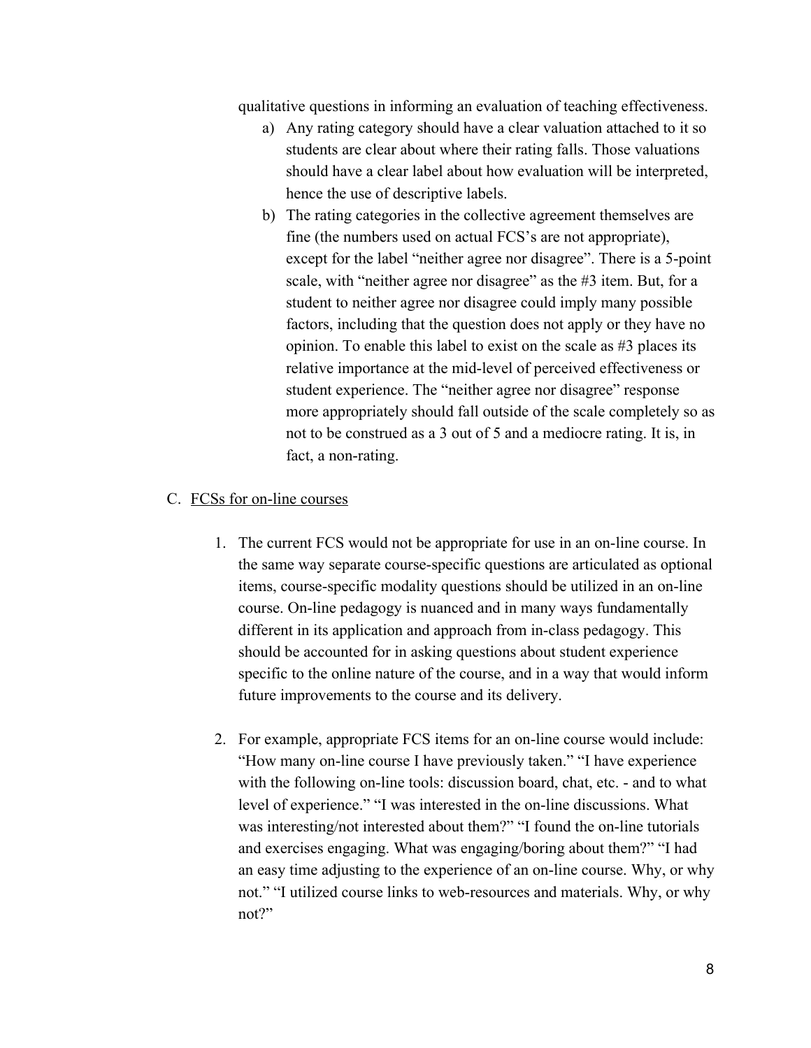qualitative questions in informing an evaluation of teaching effectiveness.

a) Any rating category should have a clear valuation attached to it so students are clear about where their rating falls. Those valuations should have a clear label about how evaluation will be interpreted, hence the use of descriptive labels.

b) The rating categories in the collective agreement themselves are fine (the numbers used on actual FCS's are not appropriate), except for the label "neither agree nor disagree". There is a 5-point scale, with "neither agree nor disagree" as the #3 item. But, for a student to neither agree nor disagree could imply many possible factors, including that the question does not apply or they have no opinion. To enable this label to exist on the scale as #3 places its relative importance at the mid-level of perceived effectiveness or student experience. The "neither agree nor disagree" response more appropriately should fall outside of the scale completely so as not to be construed as a 3 out of 5 and a mediocre rating. It is, in fact, a non-rating.

C. <u>FCSs for on-line courses</u>

1. The current FCS would not be appropriate for use in an on-line course. In the same way separate course-specific questions are articulated as optional items, course-specific modality questions should be utilized in an on-line course. On-line pedagogy is nuanced and in many ways fundamentally different in its application and approach from in-class pedagogy. This should be accounted for in asking questions about student experience specific to the online nature of the course, and in a way that would inform future improvements to the course and its delivery.

2. For example, appropriate FCS items for an on-line course would include: "How many on-line course I have previously taken." "I have experience with the following on-line tools: discussion board, chat, etc. - and to what level of experience." "I was interested in the on-line discussions. What was interesting/not interested about them?" "I found the on-line tutorials and exercises engaging. What was engaging/boring about them?" "I had an easy time adjusting to the experience of an on-line course. Why, or why not." "I utilized course links to web-resources and materials. Why, or why not?"